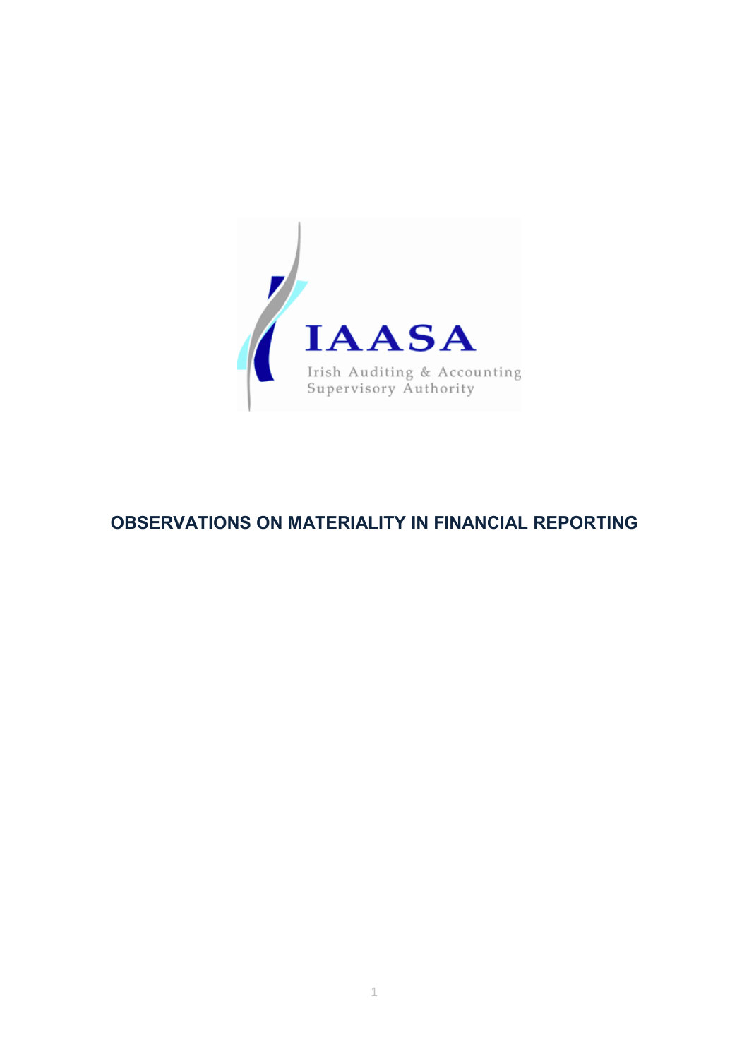IAASA

Irish Auditing & Accounting Supervisory Authority

# OBSERVATIONS ON MATERIALITY IN FINANCIAL REPORTING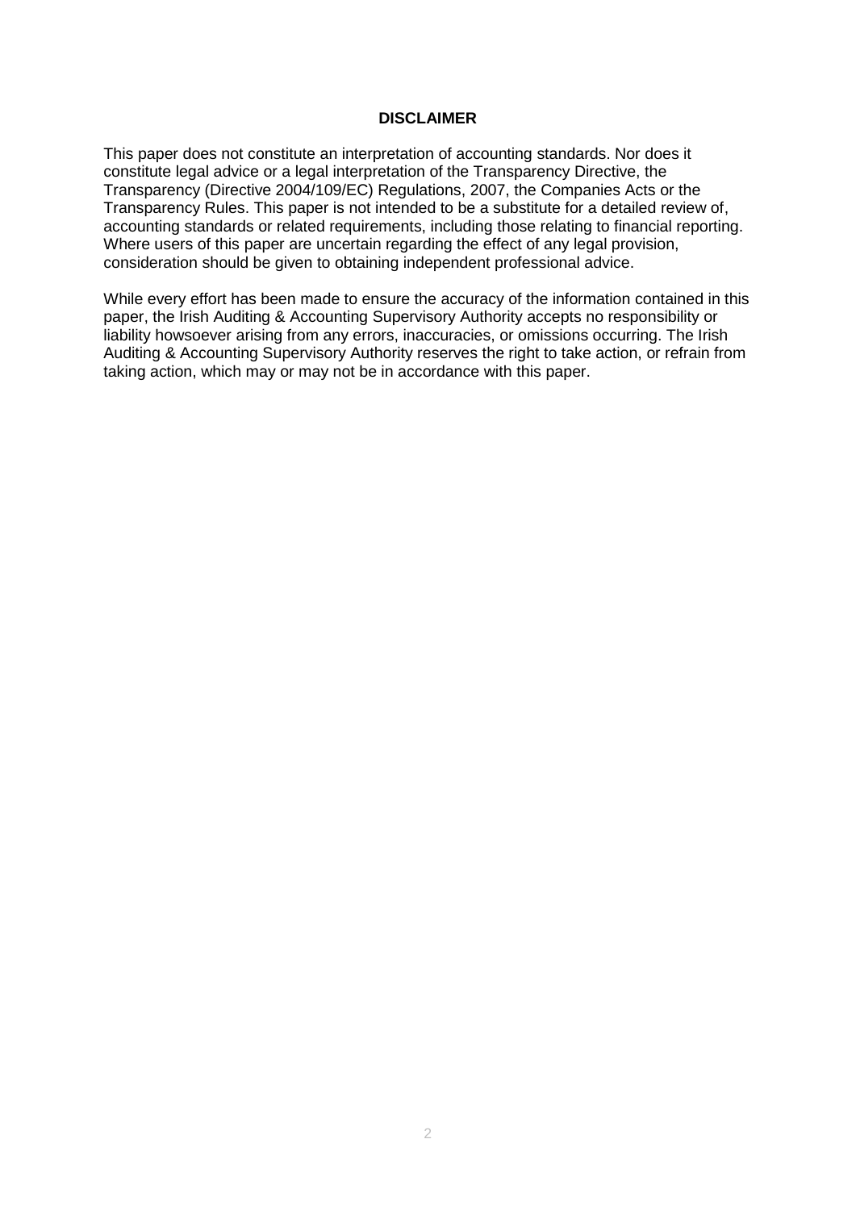## DISCLAIMER

This paper does not constitute an interpretation of accounting standards. Nor does it constitute legal advice or a legal interpretation of the Transparency Directive, the Transparency (Directive 2004/109/EC) Regulations, 2007, the Companies Acts or the Transparency Rules. This paper is not intended to be a substitute for a detailed review of, accounting standards or related requirements, including those relating to financial reporting. Where users of this paper are uncertain regarding the effect of any legal provision, consideration should be given to obtaining independent professional advice.

While every effort has been made to ensure the accuracy of the information contained in this paper, the Irish Auditing & Accounting Supervisory Authority accepts no responsibility or liability howsoever arising from any errors, inaccuracies, or omissions occurring. The Irish Auditing & Accounting Supervisory Authority reserves the right to take action, or refrain from taking action, which may or may not be in accordance with this paper.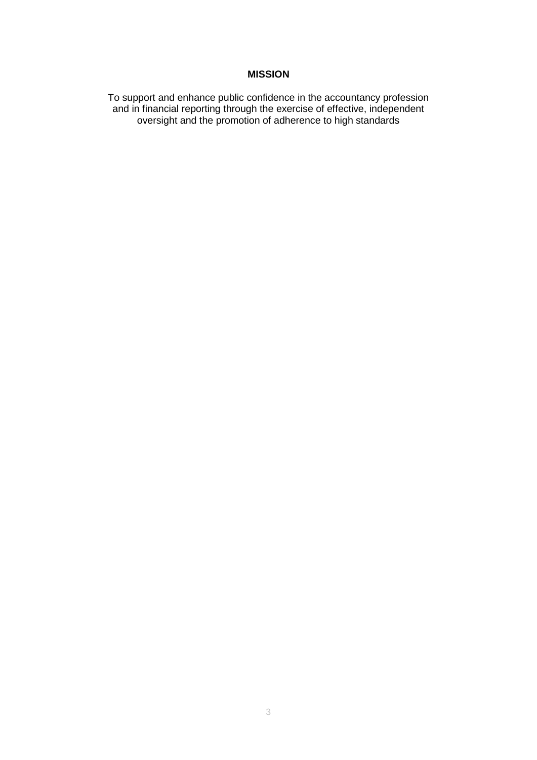## MISSION

To support and enhance public confidence in the accountancy profession and in financial reporting through the exercise of effective, independent oversight and the promotion of adherence to high standards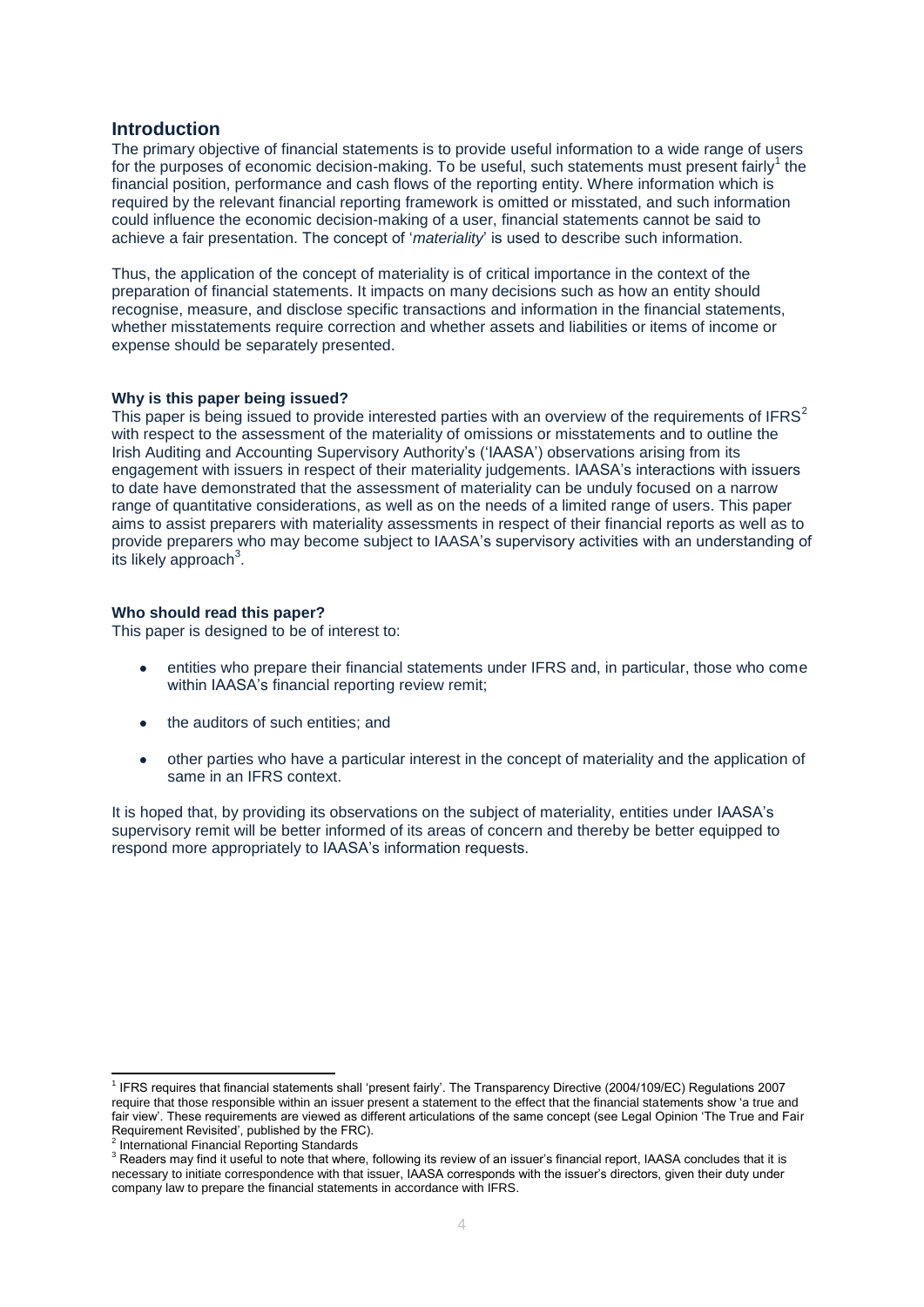## Introduction

The primary objective of financial statements is to provide useful information to a wide range of users for the purposes of economic decision-making. To be useful, such statements must present fairly[1] the financial position, performance and cash flows of the reporting entity. Where information which is required by the relevant financial reporting framework is omitted or misstated, and such information could influence the economic decision-making of a user, financial statements cannot be said to achieve a fair presentation. The concept of '*materiality*' is used to describe such information.

Thus, the application of the concept of materiality is of critical importance in the context of the preparation of financial statements. It impacts on many decisions such as how an entity should recognise, measure, and disclose specific transactions and information in the financial statements, whether misstatements require correction and whether assets and liabilities or items of income or expense should be separately presented.

### Why is this paper being issued?

This paper is being issued to provide interested parties with an overview of the requirements of IFRS[2] with respect to the assessment of the materiality of omissions or misstatements and to outline the Irish Auditing and Accounting Supervisory Authority's ('IAASA') observations arising from its engagement with issuers in respect of their materiality judgements. IAASA's interactions with issuers to date have demonstrated that the assessment of materiality can be unduly focused on a narrow range of quantitative considerations, as well as on the needs of a limited range of users. This paper aims to assist preparers with materiality assessments in respect of their financial reports as well as to provide preparers who may become subject to IAASA's supervisory activities with an understanding of its likely approach[3].

### Who should read this paper?

This paper is designed to be of interest to:

- entities who prepare their financial statements under IFRS and, in particular, those who come within IAASA's financial reporting review remit;
- the auditors of such entities; and
- other parties who have a particular interest in the concept of materiality and the application of same in an IFRS context.

It is hoped that, by providing its observations on the subject of materiality, entities under IAASA's supervisory remit will be better informed of its areas of concern and thereby be better equipped to respond more appropriately to IAASA's information requests.

---

[1] IFRS requires that financial statements shall 'present fairly'. The Transparency Directive (2004/109/EC) Regulations 2007 require that those responsible within an issuer present a statement to the effect that the financial statements show 'a true and fair view'. These requirements are viewed as different articulations of the same concept (see Legal Opinion 'The True and Fair Requirement Revisited', published by the FRC).

[2] International Financial Reporting Standards

[3] Readers may find it useful to note that where, following its review of an issuer's financial report, IAASA concludes that it is necessary to initiate correspondence with that issuer, IAASA corresponds with the issuer's directors, given their duty under company law to prepare the financial statements in accordance with IFRS.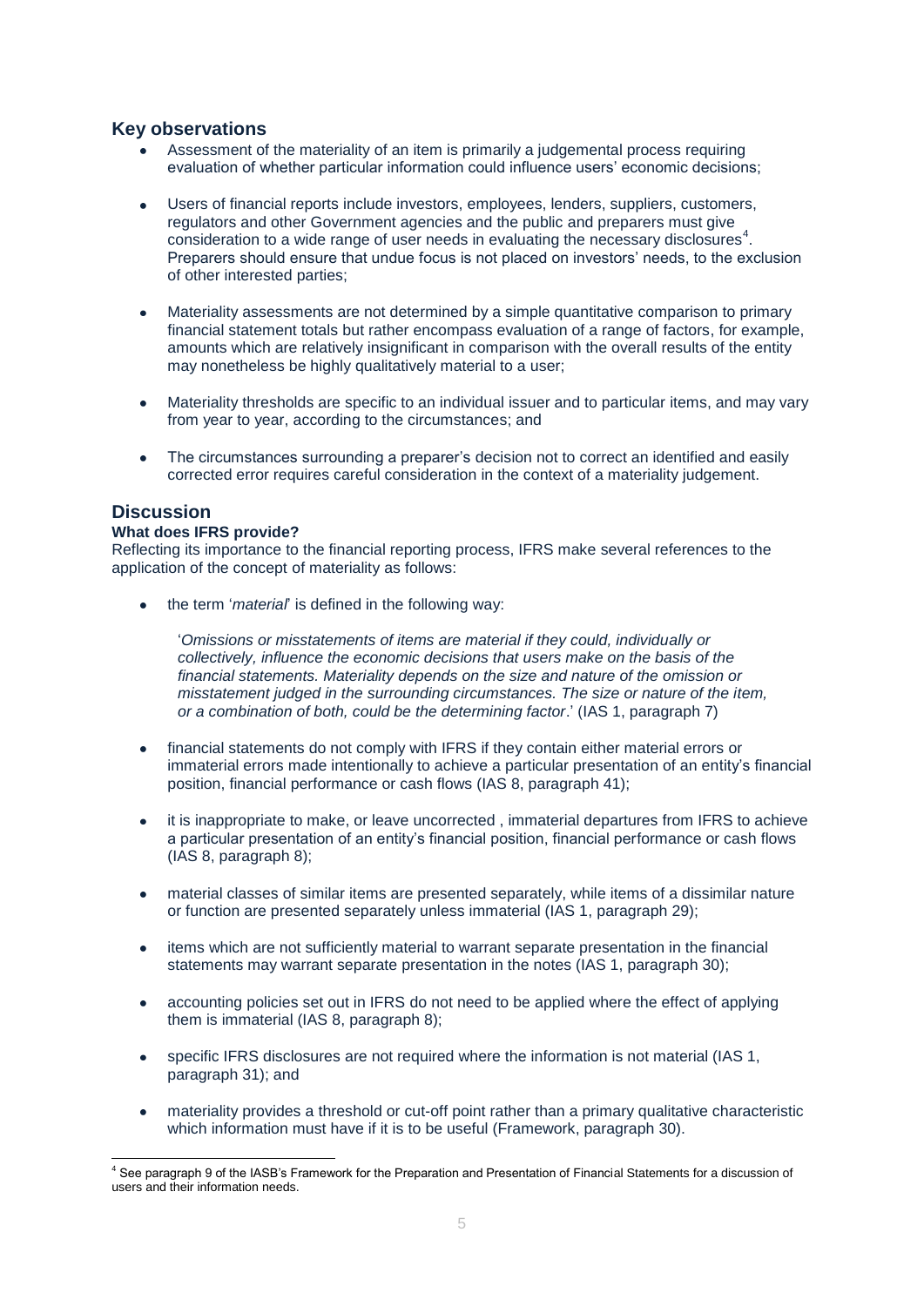## Key observations

- Assessment of the materiality of an item is primarily a judgemental process requiring evaluation of whether particular information could influence users' economic decisions;
- Users of financial reports include investors, employees, lenders, suppliers, customers, regulators and other Government agencies and the public and preparers must give consideration to a wide range of user needs in evaluating the necessary disclosures[4]. Preparers should ensure that undue focus is not placed on investors' needs, to the exclusion of other interested parties;
- Materiality assessments are not determined by a simple quantitative comparison to primary financial statement totals but rather encompass evaluation of a range of factors, for example, amounts which are relatively insignificant in comparison with the overall results of the entity may nonetheless be highly qualitatively material to a user;
- Materiality thresholds are specific to an individual issuer and to particular items, and may vary from year to year, according to the circumstances; and
- The circumstances surrounding a preparer's decision not to correct an identified and easily corrected error requires careful consideration in the context of a materiality judgement.

## Discussion

### What does IFRS provide?

Reflecting its importance to the financial reporting process, IFRS make several references to the application of the concept of materiality as follows:

- the term '*material*' is defined in the following way:

  '*Omissions or misstatements of items are material if they could, individually or collectively, influence the economic decisions that users make on the basis of the financial statements. Materiality depends on the size and nature of the omission or misstatement judged in the surrounding circumstances. The size or nature of the item, or a combination of both, could be the determining factor*.' (IAS 1, paragraph 7)

- financial statements do not comply with IFRS if they contain either material errors or immaterial errors made intentionally to achieve a particular presentation of an entity's financial position, financial performance or cash flows (IAS 8, paragraph 41);
- it is inappropriate to make, or leave uncorrected , immaterial departures from IFRS to achieve a particular presentation of an entity's financial position, financial performance or cash flows (IAS 8, paragraph 8);
- material classes of similar items are presented separately, while items of a dissimilar nature or function are presented separately unless immaterial (IAS 1, paragraph 29);
- items which are not sufficiently material to warrant separate presentation in the financial statements may warrant separate presentation in the notes (IAS 1, paragraph 30);
- accounting policies set out in IFRS do not need to be applied where the effect of applying them is immaterial (IAS 8, paragraph 8);
- specific IFRS disclosures are not required where the information is not material (IAS 1, paragraph 31); and
- materiality provides a threshold or cut-off point rather than a primary qualitative characteristic which information must have if it is to be useful (Framework, paragraph 30).

---

[4] See paragraph 9 of the IASB's Framework for the Preparation and Presentation of Financial Statements for a discussion of users and their information needs.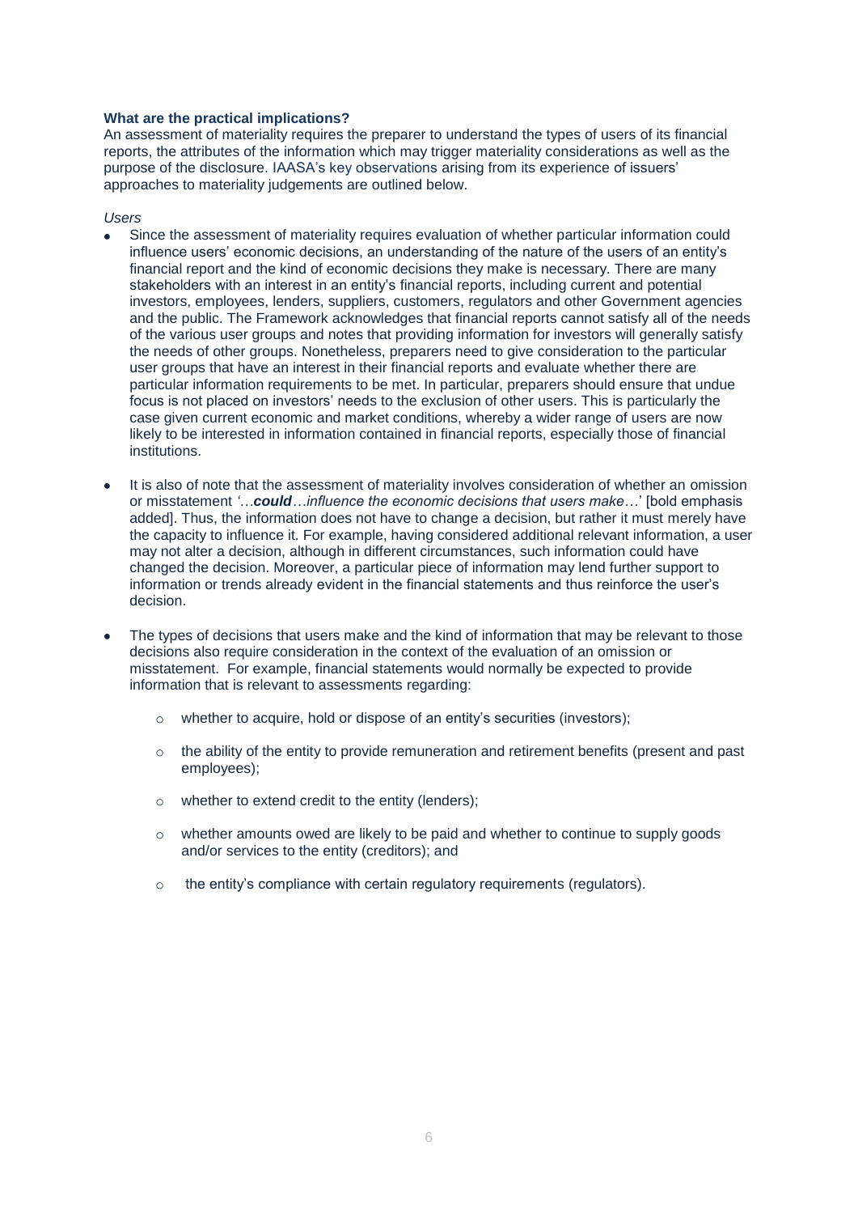**What are the practical implications?**

An assessment of materiality requires the preparer to understand the types of users of its financial reports, the attributes of the information which may trigger materiality considerations as well as the purpose of the disclosure. IAASA's key observations arising from its experience of issuers' approaches to materiality judgements are outlined below.

*Users*

- Since the assessment of materiality requires evaluation of whether particular information could influence users' economic decisions, an understanding of the nature of the users of an entity's financial report and the kind of economic decisions they make is necessary. There are many stakeholders with an interest in an entity's financial reports, including current and potential investors, employees, lenders, suppliers, customers, regulators and other Government agencies and the public. The Framework acknowledges that financial reports cannot satisfy all of the needs of the various user groups and notes that providing information for investors will generally satisfy the needs of other groups. Nonetheless, preparers need to give consideration to the particular user groups that have an interest in their financial reports and evaluate whether there are particular information requirements to be met. In particular, preparers should ensure that undue focus is not placed on investors' needs to the exclusion of other users. This is particularly the case given current economic and market conditions, whereby a wider range of users are now likely to be interested in information contained in financial reports, especially those of financial institutions.

- It is also of note that the assessment of materiality involves consideration of whether an omission or misstatement *'…**could**…influence the economic decisions that users make…'* [bold emphasis added]. Thus, the information does not have to change a decision, but rather it must merely have the capacity to influence it. For example, having considered additional relevant information, a user may not alter a decision, although in different circumstances, such information could have changed the decision. Moreover, a particular piece of information may lend further support to information or trends already evident in the financial statements and thus reinforce the user's decision.

- The types of decisions that users make and the kind of information that may be relevant to those decisions also require consideration in the context of the evaluation of an omission or misstatement. For example, financial statements would normally be expected to provide information that is relevant to assessments regarding:

  - whether to acquire, hold or dispose of an entity's securities (investors);

  - the ability of the entity to provide remuneration and retirement benefits (present and past employees);

  - whether to extend credit to the entity (lenders);

  - whether amounts owed are likely to be paid and whether to continue to supply goods and/or services to the entity (creditors); and

  - the entity's compliance with certain regulatory requirements (regulators).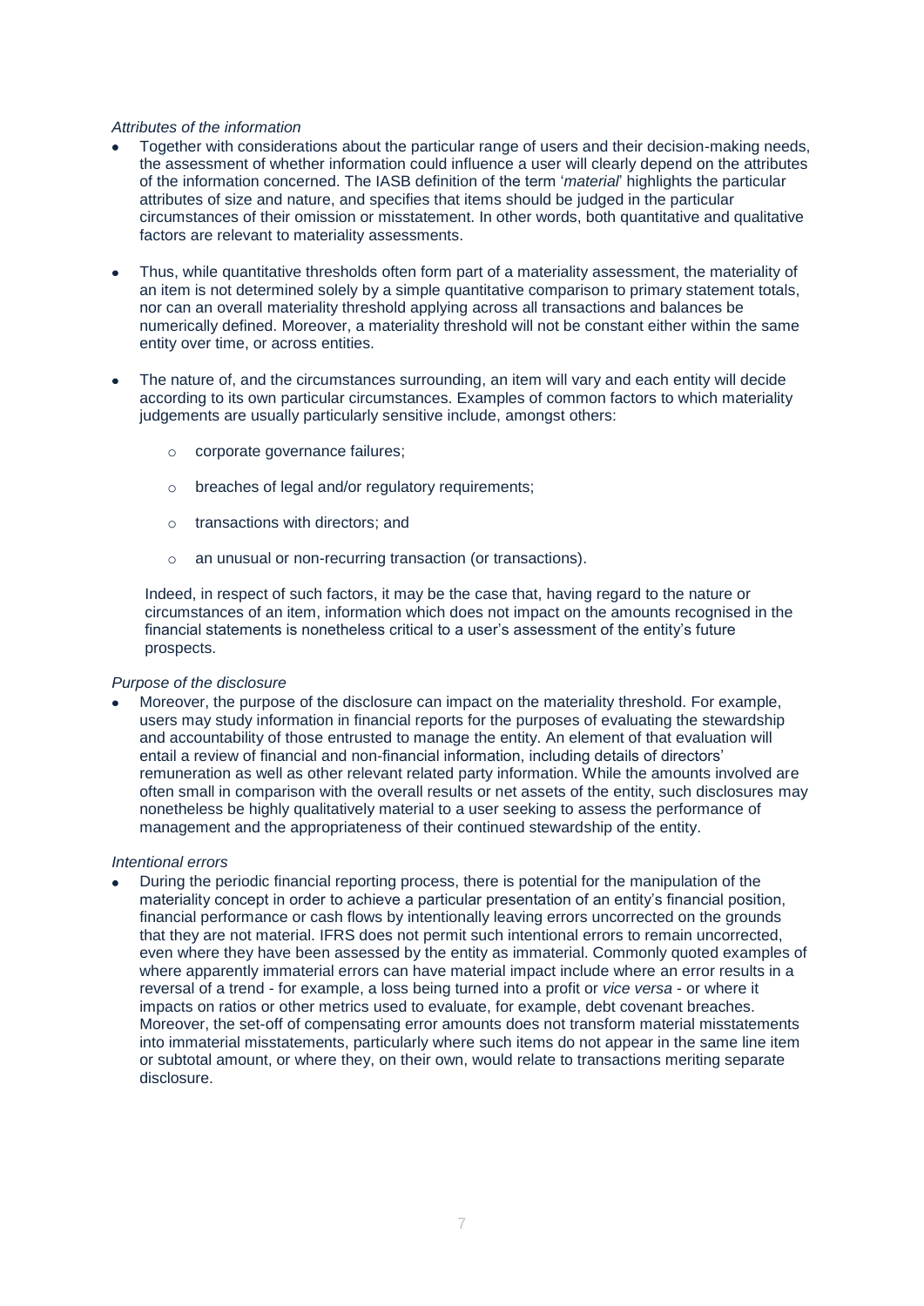*Attributes of the information*

- Together with considerations about the particular range of users and their decision-making needs, the assessment of whether information could influence a user will clearly depend on the attributes of the information concerned. The IASB definition of the term '*material*' highlights the particular attributes of size and nature, and specifies that items should be judged in the particular circumstances of their omission or misstatement. In other words, both quantitative and qualitative factors are relevant to materiality assessments.

- Thus, while quantitative thresholds often form part of a materiality assessment, the materiality of an item is not determined solely by a simple quantitative comparison to primary statement totals, nor can an overall materiality threshold applying across all transactions and balances be numerically defined. Moreover, a materiality threshold will not be constant either within the same entity over time, or across entities.

- The nature of, and the circumstances surrounding, an item will vary and each entity will decide according to its own particular circumstances. Examples of common factors to which materiality judgements are usually particularly sensitive include, amongst others:

  - corporate governance failures;

  - breaches of legal and/or regulatory requirements;

  - transactions with directors; and

  - an unusual or non-recurring transaction (or transactions).

  Indeed, in respect of such factors, it may be the case that, having regard to the nature or circumstances of an item, information which does not impact on the amounts recognised in the financial statements is nonetheless critical to a user's assessment of the entity's future prospects.

*Purpose of the disclosure*

- Moreover, the purpose of the disclosure can impact on the materiality threshold. For example, users may study information in financial reports for the purposes of evaluating the stewardship and accountability of those entrusted to manage the entity. An element of that evaluation will entail a review of financial and non-financial information, including details of directors' remuneration as well as other relevant related party information. While the amounts involved are often small in comparison with the overall results or net assets of the entity, such disclosures may nonetheless be highly qualitatively material to a user seeking to assess the performance of management and the appropriateness of their continued stewardship of the entity.

*Intentional errors*

- During the periodic financial reporting process, there is potential for the manipulation of the materiality concept in order to achieve a particular presentation of an entity's financial position, financial performance or cash flows by intentionally leaving errors uncorrected on the grounds that they are not material. IFRS does not permit such intentional errors to remain uncorrected, even where they have been assessed by the entity as immaterial. Commonly quoted examples of where apparently immaterial errors can have material impact include where an error results in a reversal of a trend - for example, a loss being turned into a profit or *vice versa* - or where it impacts on ratios or other metrics used to evaluate, for example, debt covenant breaches. Moreover, the set-off of compensating error amounts does not transform material misstatements into immaterial misstatements, particularly where such items do not appear in the same line item or subtotal amount, or where they, on their own, would relate to transactions meriting separate disclosure.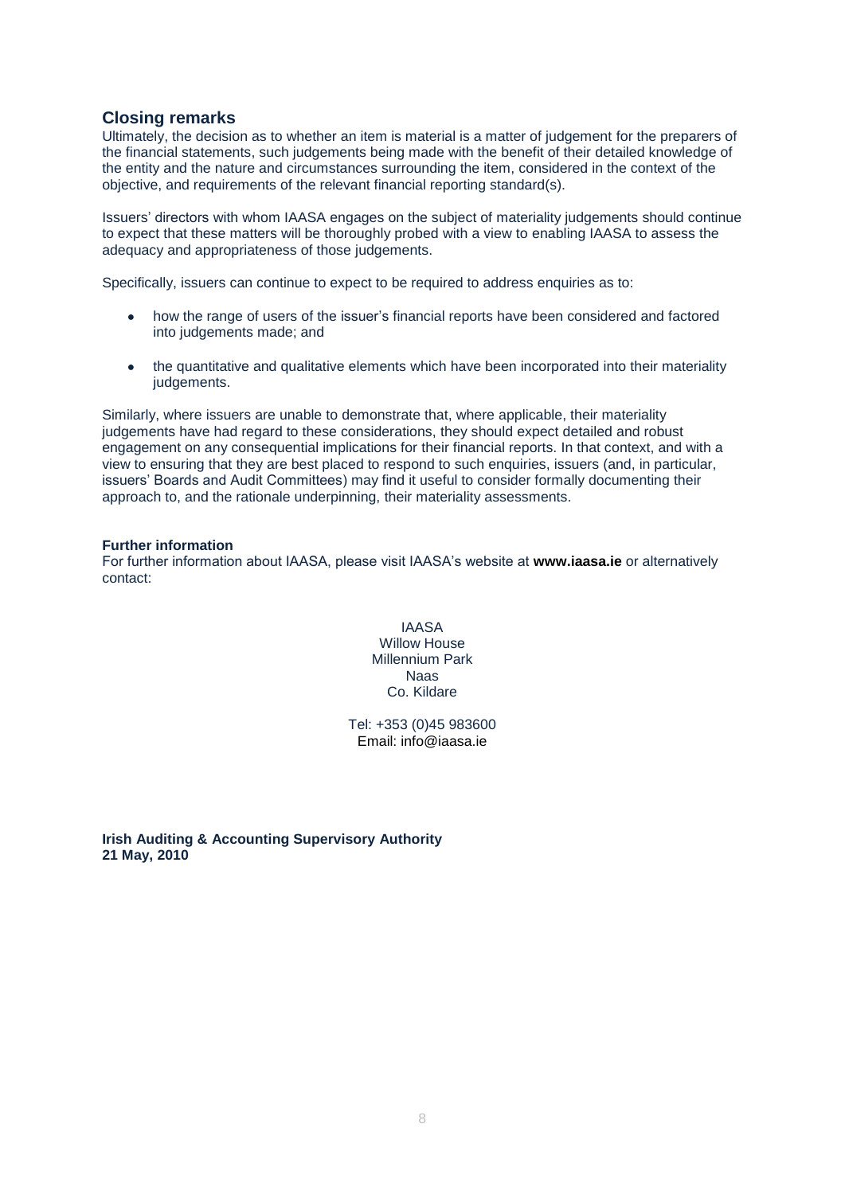## Closing remarks

Ultimately, the decision as to whether an item is material is a matter of judgement for the preparers of the financial statements, such judgements being made with the benefit of their detailed knowledge of the entity and the nature and circumstances surrounding the item, considered in the context of the objective, and requirements of the relevant financial reporting standard(s).

Issuers' directors with whom IAASA engages on the subject of materiality judgements should continue to expect that these matters will be thoroughly probed with a view to enabling IAASA to assess the adequacy and appropriateness of those judgements.

Specifically, issuers can continue to expect to be required to address enquiries as to:

- how the range of users of the issuer's financial reports have been considered and factored into judgements made; and
- the quantitative and qualitative elements which have been incorporated into their materiality judgements.

Similarly, where issuers are unable to demonstrate that, where applicable, their materiality judgements have had regard to these considerations, they should expect detailed and robust engagement on any consequential implications for their financial reports. In that context, and with a view to ensuring that they are best placed to respond to such enquiries, issuers (and, in particular, issuers' Boards and Audit Committees) may find it useful to consider formally documenting their approach to, and the rationale underpinning, their materiality assessments.

**Further information**

For further information about IAASA, please visit IAASA's website at **www.iaasa.ie** or alternatively contact:

IAASA
Willow House
Millennium Park
Naas
Co. Kildare

Tel: +353 (0)45 983600
Email: info@iaasa.ie

**Irish Auditing & Accounting Supervisory Authority**
**21 May, 2010**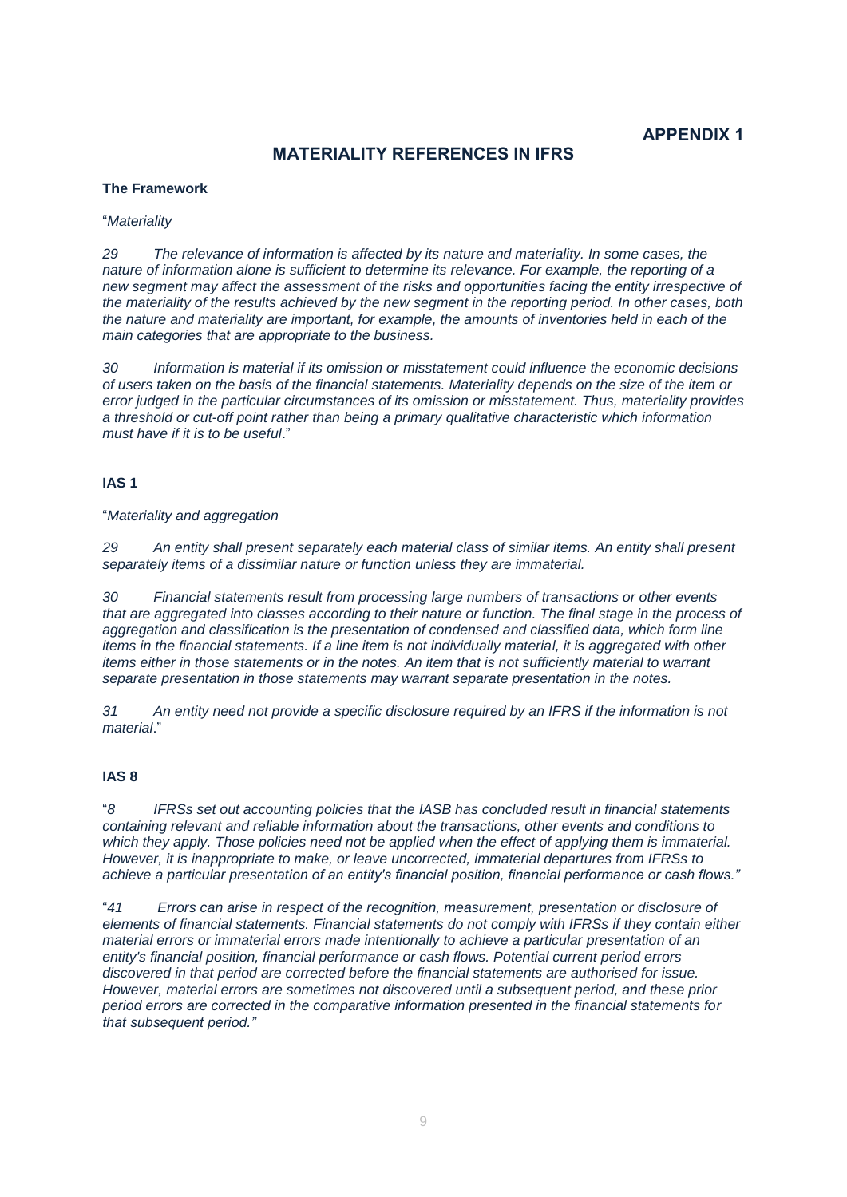## APPENDIX 1

# MATERIALITY REFERENCES IN IFRS

**The Framework**

"*Materiality*

*29 The relevance of information is affected by its nature and materiality. In some cases, the nature of information alone is sufficient to determine its relevance. For example, the reporting of a new segment may affect the assessment of the risks and opportunities facing the entity irrespective of the materiality of the results achieved by the new segment in the reporting period. In other cases, both the nature and materiality are important, for example, the amounts of inventories held in each of the main categories that are appropriate to the business.*

*30 Information is material if its omission or misstatement could influence the economic decisions of users taken on the basis of the financial statements. Materiality depends on the size of the item or error judged in the particular circumstances of its omission or misstatement. Thus, materiality provides a threshold or cut-off point rather than being a primary qualitative characteristic which information must have if it is to be useful*."

**IAS 1**

"*Materiality and aggregation*

*29 An entity shall present separately each material class of similar items. An entity shall present separately items of a dissimilar nature or function unless they are immaterial.*

*30 Financial statements result from processing large numbers of transactions or other events that are aggregated into classes according to their nature or function. The final stage in the process of aggregation and classification is the presentation of condensed and classified data, which form line items in the financial statements. If a line item is not individually material, it is aggregated with other items either in those statements or in the notes. An item that is not sufficiently material to warrant separate presentation in those statements may warrant separate presentation in the notes.*

*31 An entity need not provide a specific disclosure required by an IFRS if the information is not material*."

**IAS 8**

"*8 IFRSs set out accounting policies that the IASB has concluded result in financial statements containing relevant and reliable information about the transactions, other events and conditions to which they apply. Those policies need not be applied when the effect of applying them is immaterial. However, it is inappropriate to make, or leave uncorrected, immaterial departures from IFRSs to achieve a particular presentation of an entity's financial position, financial performance or cash flows."*

"*41 Errors can arise in respect of the recognition, measurement, presentation or disclosure of elements of financial statements. Financial statements do not comply with IFRSs if they contain either material errors or immaterial errors made intentionally to achieve a particular presentation of an entity's financial position, financial performance or cash flows. Potential current period errors discovered in that period are corrected before the financial statements are authorised for issue. However, material errors are sometimes not discovered until a subsequent period, and these prior period errors are corrected in the comparative information presented in the financial statements for that subsequent period."*